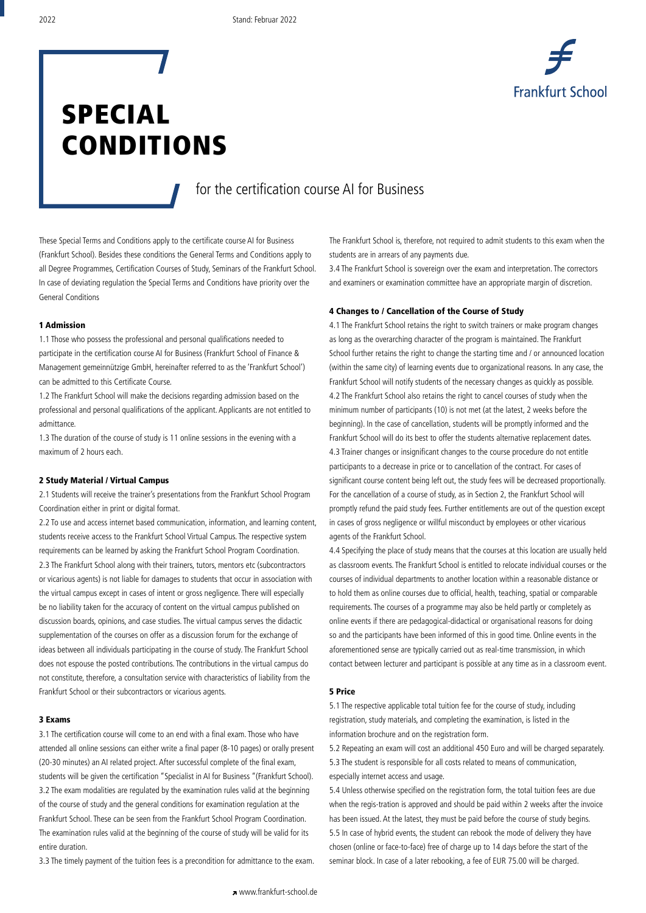# SPECIAL CONDITIONS

## for the certification course AI for Business

These Special Terms and Conditions apply to the certificate course AI for Business (Frankfurt School). Besides these conditions the General Terms and Conditions apply to all Degree Programmes, Certification Courses of Study, Seminars of the Frankfurt School. In case of deviating regulation the Special Terms and Conditions have priority over the General Conditions

### 1 Admission

1.1 Those who possess the professional and personal qualifications needed to participate in the certification course AI for Business (Frankfurt School of Finance & Management gemeinnützige GmbH, hereinafter referred to as the 'Frankfurt School') can be admitted to this Certificate Course.

1.2 The Frankfurt School will make the decisions regarding admission based on the professional and personal qualifications of the applicant. Applicants are not entitled to admittance.

1.3 The duration of the course of study is 11 online sessions in the evening with a maximum of 2 hours each.

### 2 Study Material / Virtual Campus

2.1 Students will receive the trainer's presentations from the Frankfurt School Program Coordination either in print or digital format.

2.2 To use and access internet based communication, information, and learning content, students receive access to the Frankfurt School Virtual Campus. The respective system requirements can be learned by asking the Frankfurt School Program Coordination.

2.3 The Frankfurt School along with their trainers, tutors, mentors etc (subcontractors or vicarious agents) is not liable for damages to students that occur in association with the virtual campus except in cases of intent or gross negligence. There will especially be no liability taken for the accuracy of content on the virtual campus published on discussion boards, opinions, and case studies. The virtual campus serves the didactic supplementation of the courses on offer as a discussion forum for the exchange of ideas between all individuals participating in the course of study. The Frankfurt School does not espouse the posted contributions. The contributions in the virtual campus do not constitute, therefore, a consultation service with characteristics of liability from the Frankfurt School or their subcontractors or vicarious agents.

### 3 Exams

3.1 The certification course will come to an end with a final exam. Those who have attended all online sessions can either write a final paper (8-10 pages) or orally present (20-30 minutes) an AI related project. After successful complete of the final exam, students will be given the certification "Specialist in AI for Business "(Frankfurt School).

3.2 The exam modalities are regulated by the examination rules valid at the beginning of the course of study and the general conditions for examination regulation at the Frankfurt School. These can be seen from the Frankfurt School Program Coordination. The examination rules valid at the beginning of the course of study will be valid for its entire duration.

3.3 The timely payment of the tuition fees is a precondition for admittance to the exam. The Frankfurt School is, therefore, not required to admit students to this exam when the students are in arrears of any payments due.

3.4 The Frankfurt School is sovereign over the exam and interpretation. The correctors and examiners or examination committee have an appropriate margin of discretion.

### 4 Changes to / Cancellation of the Course of Study

4.1 The Frankfurt School retains the right to switch trainers or make program changes as long as the overarching character of the program is maintained. The Frankfurt School further retains the right to change the starting time and / or announced location (within the same city) of learning events due to organizational reasons. In any case, the Frankfurt School will notify students of the necessary changes as quickly as possible.

4.2 The Frankfurt School also retains the right to cancel courses of study when the minimum number of participants (10) is not met (at the latest, 2 weeks before the beginning). In the case of cancellation, students will be promptly informed and the Frankfurt School will do its best to offer the students alternative replacement dates.

4.3 Trainer changes or insignificant changes to the course procedure do not entitle participants to a decrease in price or to cancellation of the contract. For cases of significant course content being left out, the study fees will be decreased proportionally. For the cancellation of a course of study, as in Section 2, the Frankfurt School will promptly refund the paid study fees. Further entitlements are out of the question except in cases of gross negligence or willful misconduct by employees or other vicarious agents of the Frankfurt School.

4.4 Specifying the place of study means that the courses at this location are usually held as classroom events. The Frankfurt School is entitled to relocate individual courses or the courses of individual departments to another location within a reasonable distance or to hold them as online courses due to official, health, teaching, spatial or comparable requirements. The courses of a programme may also be held partly or completely as online events if there are pedagogical-didactical or organisational reasons for doing so and the participants have been informed of this in good time. Online events in the aforementioned sense are typically carried out as real-time transmission, in which contact between lecturer and participant is possible at any time as in a classroom event.

### 5 Price

5.1 The respective applicable total tuition fee for the course of study, including registration, study materials, and completing the examination, is listed in the information brochure and on the registration form.

5.2 Repeating an exam will cost an additional 450 Euro and will be charged separately.

5.3 The student is responsible for all costs related to means of communication, especially internet access and usage.

5.4 Unless otherwise specified on the registration form, the total tuition fees are due when the regis-tration is approved and should be paid within 2 weeks after the invoice has been issued. At the latest, they must be paid before the course of study begins.

5.5 In case of hybrid events, the student can rebook the mode of delivery they have chosen (online or face-to-face) free of charge up to 14 days before the start of the seminar block. In case of a later rebooking, a fee of EUR 75.00 will be charged.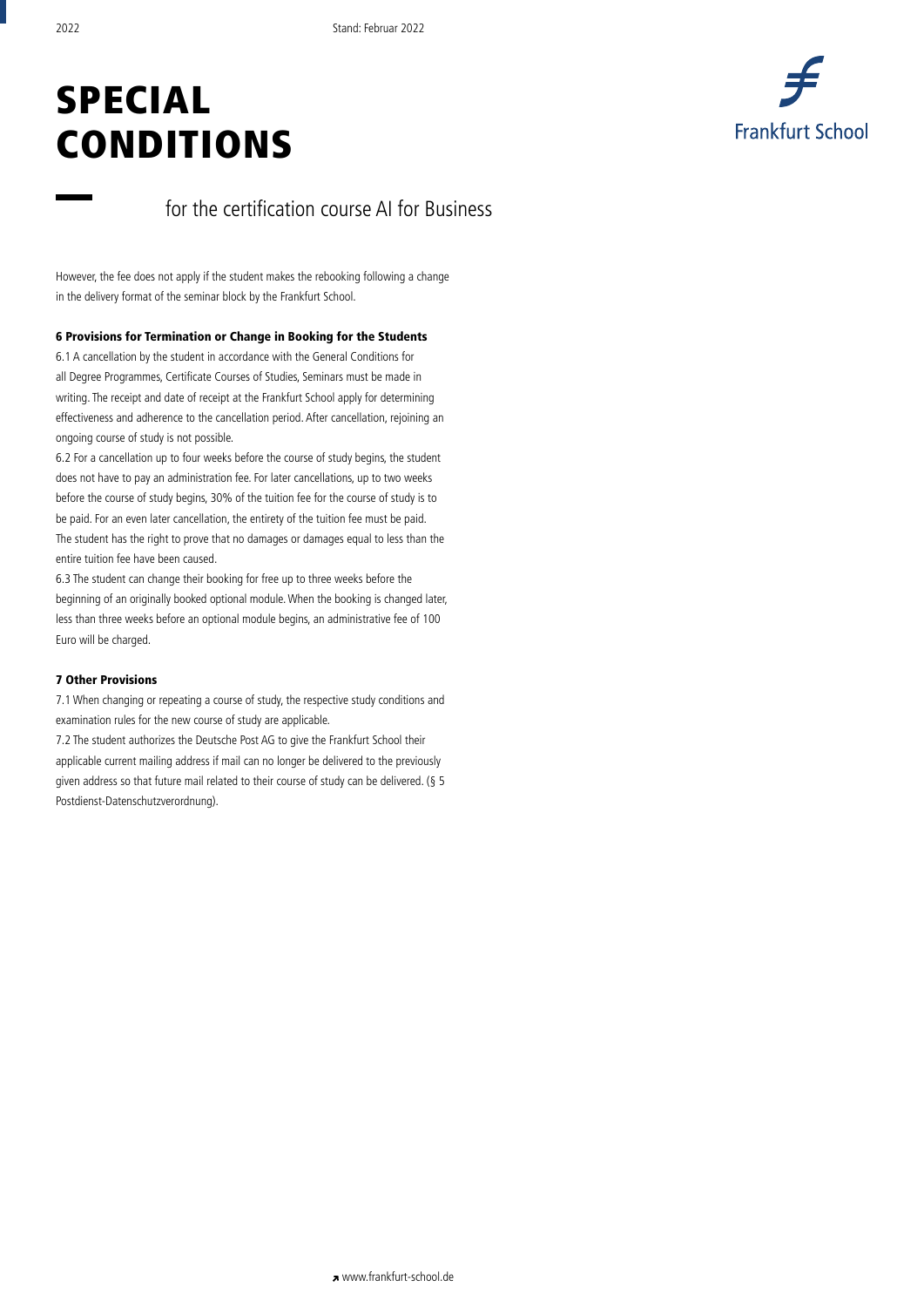# SPECIAL CONDITIONS

## for the certification course AI for Business

However, the fee does not apply if the student makes the rebooking following a change in the delivery format of the seminar block by the Frankfurt School.

### 6 Provisions for Termination or Change in Booking for the Students

6.1 A cancellation by the student in accordance with the General Conditions for all Degree Programmes, Certificate Courses of Studies, Seminars must be made in writing. The receipt and date of receipt at the Frankfurt School apply for determining effectiveness and adherence to the cancellation period. After cancellation, rejoining an ongoing course of study is not possible.

6.2 For a cancellation up to four weeks before the course of study begins, the student does not have to pay an administration fee. For later cancellations, up to two weeks before the course of study begins, 30% of the tuition fee for the course of study is to be paid. For an even later cancellation, the entirety of the tuition fee must be paid. The student has the right to prove that no damages or damages equal to less than the entire tuition fee have been caused.

6.3 The student can change their booking for free up to three weeks before the beginning of an originally booked optional module. When the booking is changed later, less than three weeks before an optional module begins, an administrative fee of 100 Euro will be charged.

### 7 Other Provisions

7.1 When changing or repeating a course of study, the respective study conditions and examination rules for the new course of study are applicable.

7.2 The student authorizes the Deutsche Post AG to give the Frankfurt School their applicable current mailing address if mail can no longer be delivered to the previously given address so that future mail related to their course of study can be delivered. (§ 5 Postdienst-Datenschutzverordnung).